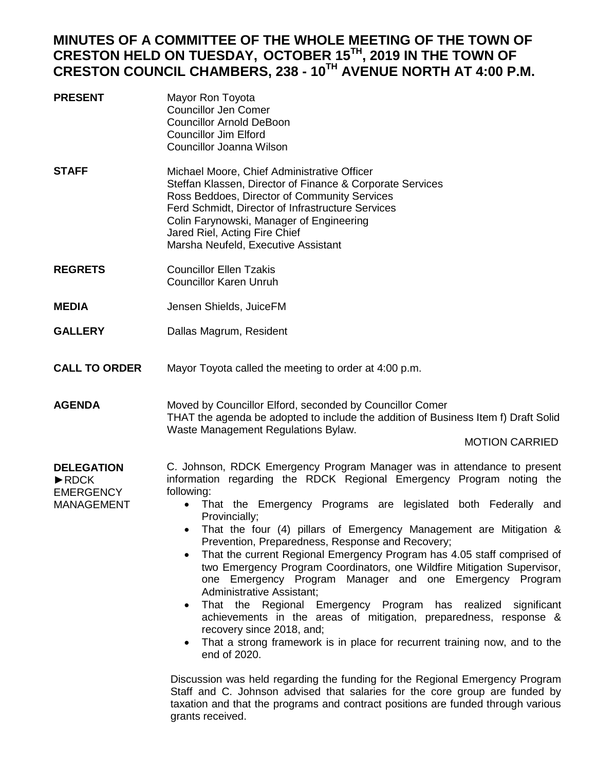# MINUTES OF A COMMITTEE OF THE WHOLE MEETING OF THE TOWN OF CRESTON HELD ON TUESDAY, OCTOBER 15TH, 2019 IN THE TOWN OF CRESTON COUNCIL CHAMBERS, 238 - 10TH AVENUE NORTH AT 4:00 P.M.

**PRESENT**
Mayor Ron Toyota
Councillor Jen Comer
Councillor Arnold DeBoon
Councillor Jim Elford
Councillor Joanna Wilson

**STAFF**
Michael Moore, Chief Administrative Officer
Steffan Klassen, Director of Finance & Corporate Services
Ross Beddoes, Director of Community Services
Ferd Schmidt, Director of Infrastructure Services
Colin Farynowski, Manager of Engineering
Jared Riel, Acting Fire Chief
Marsha Neufeld, Executive Assistant

**REGRETS**
Councillor Ellen Tzakis
Councillor Karen Unruh

**MEDIA**
Jensen Shields, JuiceFM

**GALLERY**
Dallas Magrum, Resident

**CALL TO ORDER**
Mayor Toyota called the meeting to order at 4:00 p.m.

**AGENDA**
Moved by Councillor Elford, seconded by Councillor Comer
THAT the agenda be adopted to include the addition of Business Item f) Draft Solid Waste Management Regulations Bylaw.

MOTION CARRIED

**DELEGATION ►RDCK EMERGENCY MANAGEMENT**

C. Johnson, RDCK Emergency Program Manager was in attendance to present information regarding the RDCK Regional Emergency Program noting the following:

- That the Emergency Programs are legislated both Federally and Provincially;
- That the four (4) pillars of Emergency Management are Mitigation & Prevention, Preparedness, Response and Recovery;
- That the current Regional Emergency Program has 4.05 staff comprised of two Emergency Program Coordinators, one Wildfire Mitigation Supervisor, one Emergency Program Manager and one Emergency Program Administrative Assistant;
- That the Regional Emergency Program has realized significant achievements in the areas of mitigation, preparedness, response & recovery since 2018, and;
- That a strong framework is in place for recurrent training now, and to the end of 2020.

Discussion was held regarding the funding for the Regional Emergency Program Staff and C. Johnson advised that salaries for the core group are funded by taxation and that the programs and contract positions are funded through various grants received.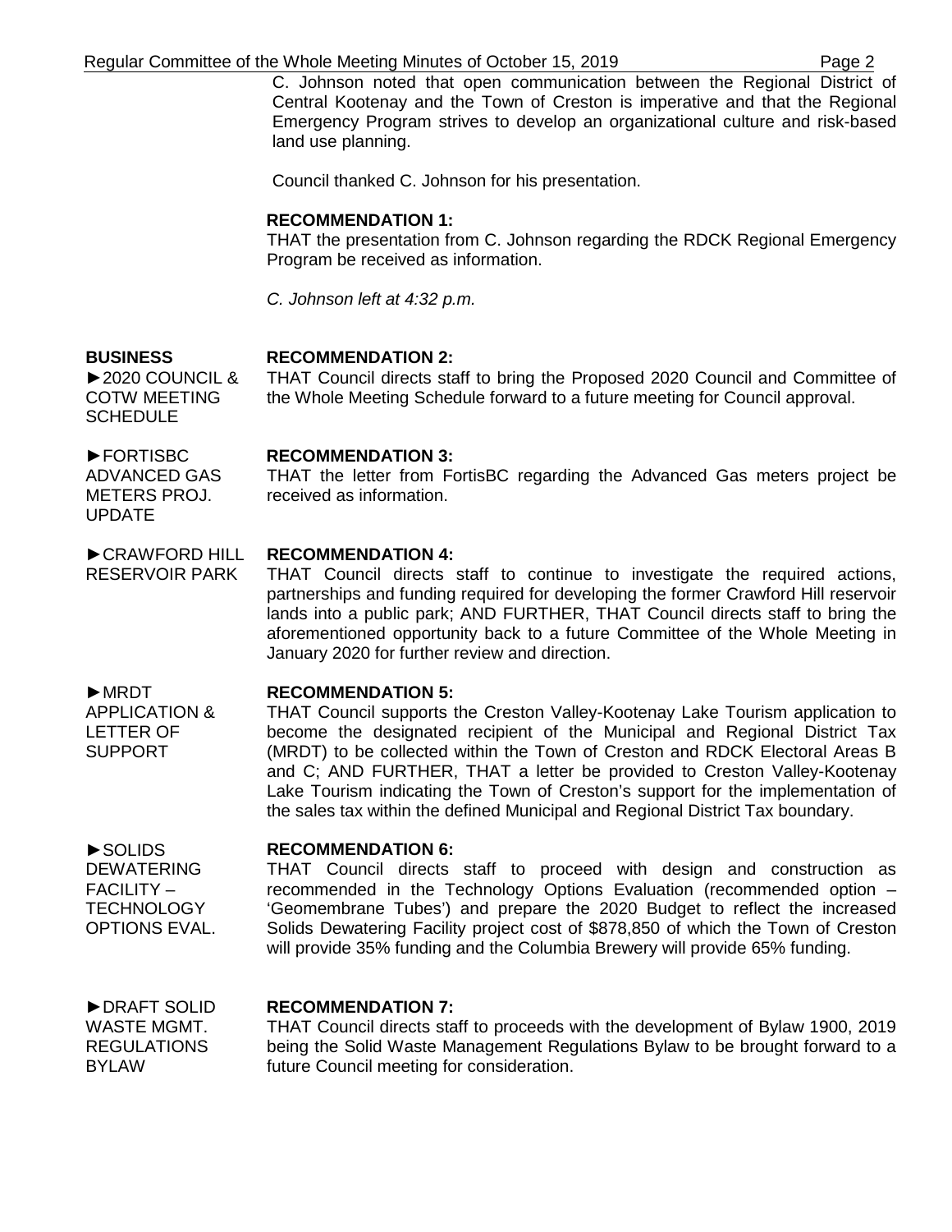C. Johnson noted that open communication between the Regional District of Central Kootenay and the Town of Creston is imperative and that the Regional Emergency Program strives to develop an organizational culture and risk-based land use planning.

Council thanked C. Johnson for his presentation.

**RECOMMENDATION 1:**
THAT the presentation from C. Johnson regarding the RDCK Regional Emergency Program be received as information.

*C. Johnson left at 4:32 p.m.*

**BUSINESS**

►2020 COUNCIL & COTW MEETING SCHEDULE

**RECOMMENDATION 2:**
THAT Council directs staff to bring the Proposed 2020 Council and Committee of the Whole Meeting Schedule forward to a future meeting for Council approval.

►FORTISBC ADVANCED GAS METERS PROJ. UPDATE

**RECOMMENDATION 3:**
THAT the letter from FortisBC regarding the Advanced Gas meters project be received as information.

►CRAWFORD HILL RESERVOIR PARK

**RECOMMENDATION 4:**
THAT Council directs staff to continue to investigate the required actions, partnerships and funding required for developing the former Crawford Hill reservoir lands into a public park; AND FURTHER, THAT Council directs staff to bring the aforementioned opportunity back to a future Committee of the Whole Meeting in January 2020 for further review and direction.

►MRDT APPLICATION & LETTER OF SUPPORT

**RECOMMENDATION 5:**
THAT Council supports the Creston Valley-Kootenay Lake Tourism application to become the designated recipient of the Municipal and Regional District Tax (MRDT) to be collected within the Town of Creston and RDCK Electoral Areas B and C; AND FURTHER, THAT a letter be provided to Creston Valley-Kootenay Lake Tourism indicating the Town of Creston's support for the implementation of the sales tax within the defined Municipal and Regional District Tax boundary.

►SOLIDS DEWATERING FACILITY – TECHNOLOGY OPTIONS EVAL.

**RECOMMENDATION 6:**
THAT Council directs staff to proceed with design and construction as recommended in the Technology Options Evaluation (recommended option – 'Geomembrane Tubes') and prepare the 2020 Budget to reflect the increased Solids Dewatering Facility project cost of $878,850 of which the Town of Creston will provide 35% funding and the Columbia Brewery will provide 65% funding.

►DRAFT SOLID WASTE MGMT. REGULATIONS BYLAW

**RECOMMENDATION 7:**
THAT Council directs staff to proceeds with the development of Bylaw 1900, 2019 being the Solid Waste Management Regulations Bylaw to be brought forward to a future Council meeting for consideration.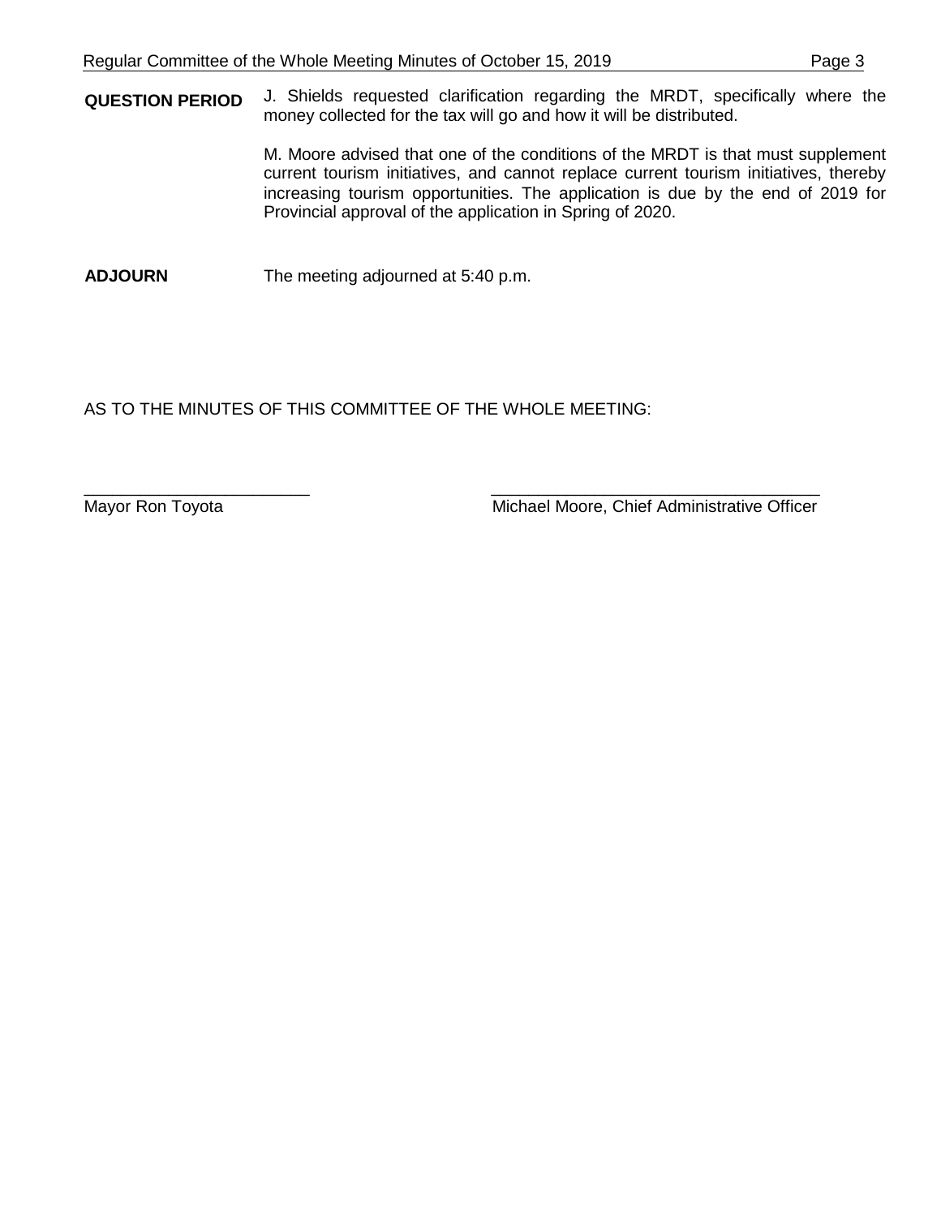**QUESTION PERIOD** J. Shields requested clarification regarding the MRDT, specifically where the money collected for the tax will go and how it will be distributed.

M. Moore advised that one of the conditions of the MRDT is that must supplement current tourism initiatives, and cannot replace current tourism initiatives, thereby increasing tourism opportunities. The application is due by the end of 2019 for Provincial approval of the application in Spring of 2020.

**ADJOURN** The meeting adjourned at 5:40 p.m.

AS TO THE MINUTES OF THIS COMMITTEE OF THE WHOLE MEETING:

\_\_\_\_\_\_\_\_\_\_\_\_\_\_\_\_\_\_\_\_\_\_\_\_
Mayor Ron Toyota

\_\_\_\_\_\_\_\_\_\_\_\_\_\_\_\_\_\_\_\_\_\_\_\_\_\_\_\_\_\_\_\_\_\_\_\_
Michael Moore, Chief Administrative Officer